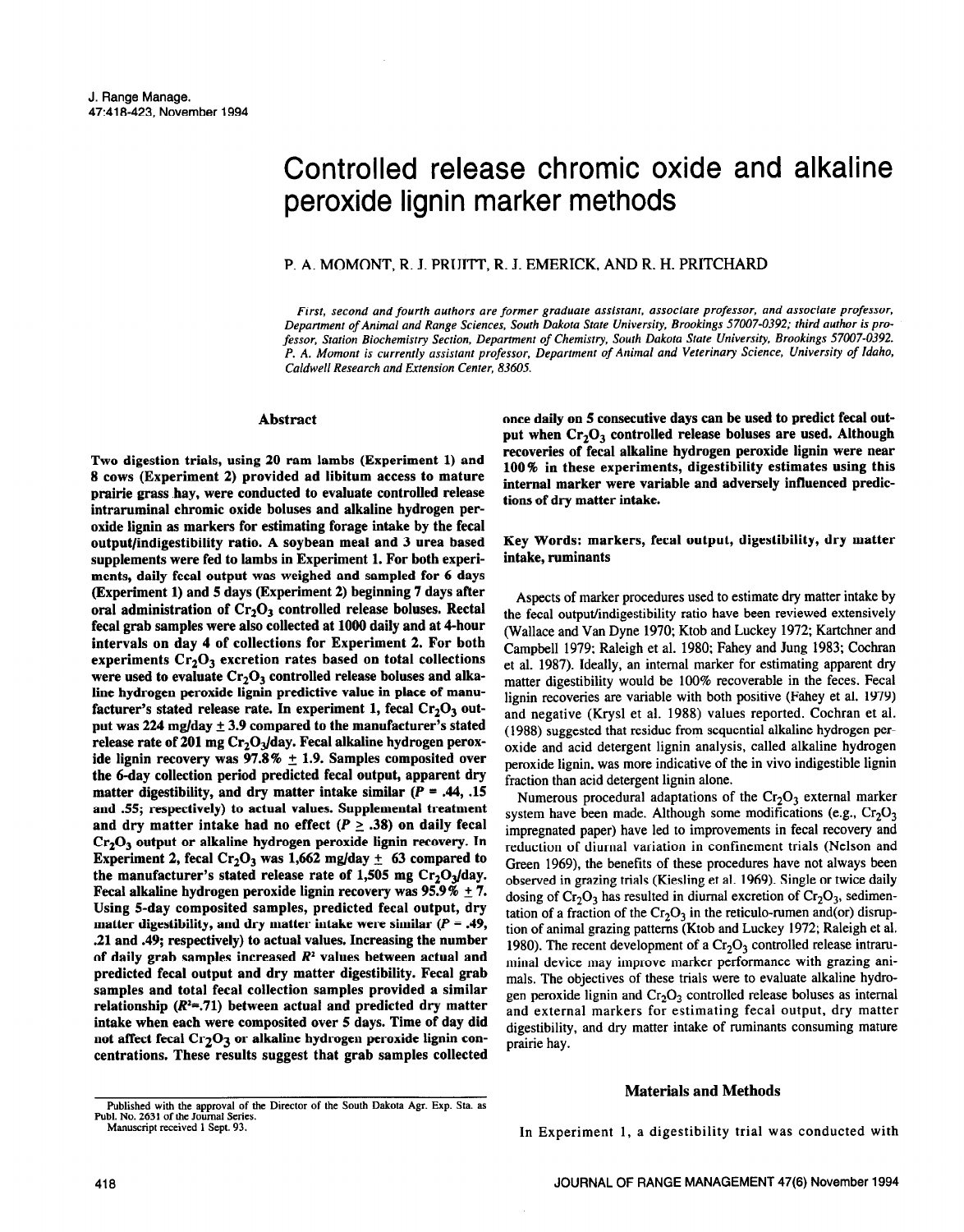# Controlled release chromic oxide and alkaline peroxide lignin marker methods

P. A. MOMONT, R. J. PRUITT, R. J. EMERICK, AND R. H. PRITCHARD

*First, second and fourth authors are former graduate assistant, associate professor, and associate professor, Department of Animal and Range Sciences, South Dakota State University, Brookings 57007-0392; third author is professor, Station Biochemistry Section, Department of Chemistry, South Dakota State University, Brookings 57007-0392. P. A. Momont is currently assistant professor, Department of Animal and Veterinary Science, University of Idaho, Caldwell Research and Extension Center, 83605.*

## Abstract

**Two digestion trials, using 20 ram lambs (Experiment 1) and 8 cows (Experiment 2) provided ad libitum access to mature prairie grass hay, were conducted to evaluate controlled release intraruminal chromic oxide boluses and alkaline hydrogen peroxide lignin as markers for estimating forage intake by the fecal output/indigestibility ratio. A soybean meal and 3 urea based supplements were fed to lambs in Experiment 1. For both experiments, daily fecal output was weighed and sampled for 6 days (Experiment 1) and 5 days (Experiment 2) beginning 7 days after oral administration of $Cr_2O_3$ controlled release boluses. Rectal fecal grab samples were also collected at 1000 daily and at 4-hour intervals on day 4 of collections for Experiment 2. For both experiments $Cr_2O_3$ excretion rates based on total collections were used to evaluate $Cr_2O_3$ controlled release boluses and alkaline hydrogen peroxide lignin predictive value in place of manufacturer's stated release rate. In experiment 1, fecal $Cr_2O_3$ output was 224 mg/day ± 3.9 compared to the manufacturer's stated release rate of 201 mg $Cr_2O_3$/day. Fecal alkaline hydrogen peroxide lignin recovery was 97.8% ± 1.9. Samples composited over the 6-day collection period predicted fecal output, apparent dry matter digestibility, and dry matter intake similar ($P$ = .44, .15 and .55; respectively) to actual values. Supplemental treatment and dry matter intake had no effect ($P \geq .38$) on daily fecal $Cr_2O_3$ output or alkaline hydrogen peroxide lignin recovery. In Experiment 2, fecal $Cr_2O_3$ was 1,662 mg/day ± 63 compared to the manufacturer's stated release rate of 1,505 mg $Cr_2O_3$/day. Fecal alkaline hydrogen peroxide lignin recovery was 95.9% ± 7. Using 5-day composited samples, predicted fecal output, dry matter digestibility, and dry matter intake were similar ($P$ = .49, .21 and .49; respectively) to actual values. Increasing the number of daily grab samples increased $R^2$ values between actual and predicted fecal output and dry matter digestibility. Fecal grab samples and total fecal collection samples provided a similar relationship ($R^2$=.71) between actual and predicted dry matter intake when each were composited over 5 days. Time of day did not affect fecal $Cr_2O_3$ or alkaline hydrogen peroxide lignin concentrations. These results suggest that grab samples collected once daily on 5 consecutive days can be used to predict fecal output when $Cr_2O_3$ controlled release boluses are used. Although recoveries of fecal alkaline hydrogen peroxide lignin were near 100% in these experiments, digestibility estimates using this internal marker were variable and adversely influenced predictions of dry matter intake.**

**Key Words: markers, fecal output, digestibility, dry matter intake, ruminants**

Aspects of marker procedures used to estimate dry matter intake by the fecal output/indigestibility ratio have been reviewed extensively (Wallace and Van Dyne 1970; Ktob and Luckey 1972; Kartchner and Campbell 1979; Raleigh et al. 1980; Fahey and Jung 1983; Cochran et al. 1987). Ideally, an internal marker for estimating apparent dry matter digestibility would be 100% recoverable in the feces. Fecal lignin recoveries are variable with both positive (Fahey et al. 1979) and negative (Krysl et al. 1988) values reported. Cochran et al. (1988) suggested that residue from sequential alkaline hydrogen peroxide and acid detergent lignin analysis, called alkaline hydrogen peroxide lignin, was more indicative of the in vivo indigestible lignin fraction than acid detergent lignin alone.

Numerous procedural adaptations of the $Cr_2O_3$ external marker system have been made. Although some modifications (e.g., $Cr_2O_3$ impregnated paper) have led to improvements in fecal recovery and reduction of diurnal variation in confinement trials (Nelson and Green 1969), the benefits of these procedures have not always been observed in grazing trials (Kiesling et al. 1969). Single or twice daily dosing of $Cr_2O_3$ has resulted in diurnal excretion of $Cr_2O_3$, sedimentation of a fraction of the $Cr_2O_3$ in the reticulo-rumen and(or) disruption of animal grazing patterns (Ktob and Luckey 1972; Raleigh et al. 1980). The recent development of a $Cr_2O_3$ controlled release intraruminal device may improve marker performance with grazing animals. The objectives of these trials were to evaluate alkaline hydrogen peroxide lignin and $Cr_2O_3$ controlled release boluses as internal and external markers for estimating fecal output, dry matter digestibility, and dry matter intake of ruminants consuming mature prairie hay.

## Materials and Methods

In Experiment 1, a digestibility trial was conducted with

Published with the approval of the Director of the South Dakota Agr. Exp. Sta. as Publ. No. 2631 of the Journal Series.
Manuscript received 1 Sept. 93.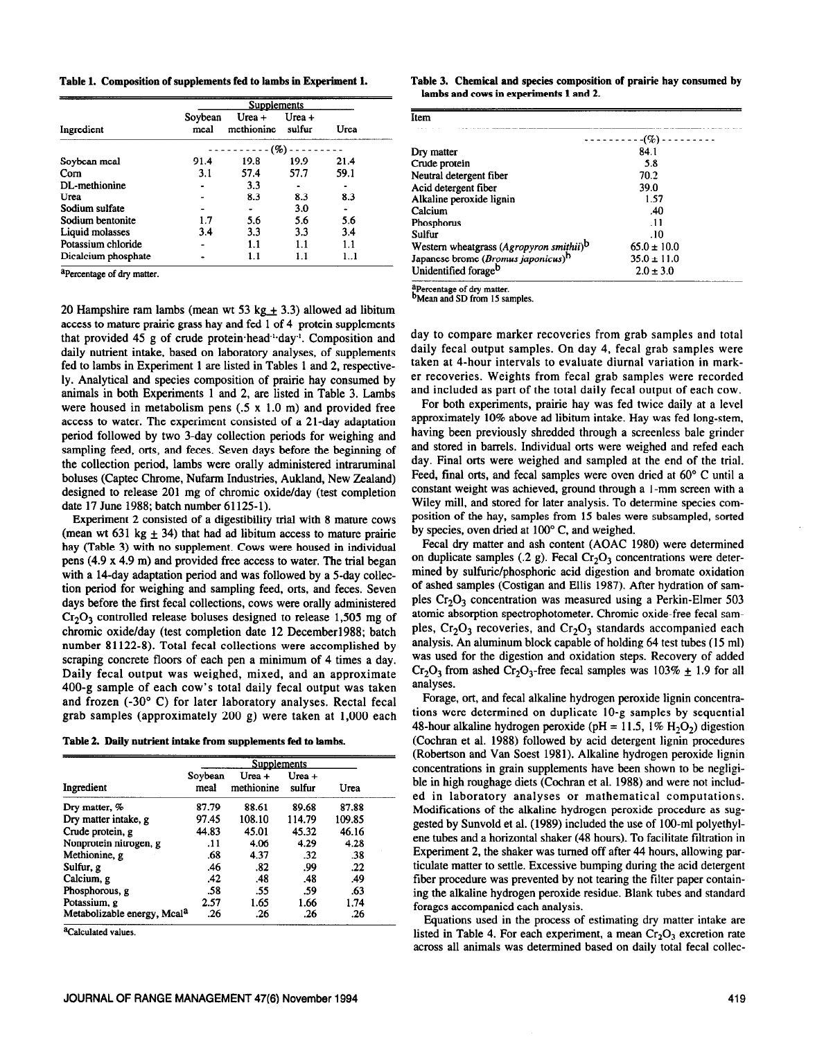**Table 1. Composition of supplements fed to lambs in Experiment 1.**

| Ingredient | Supplements | | | |
|---|---|---|---|---|
| | Soybean meal | Urea + methionine | Urea + sulfur | Urea |
| | ---------- (%) ---------- | | | |
| Soybean meal | 91.4 | 19.8 | 19.9 | 21.4 |
| Corn | 3.1 | 57.4 | 57.7 | 59.1 |
| DL-methionine | - | 3.3 | - | - |
| Urea | - | 8.3 | 8.3 | 8.3 |
| Sodium sulfate | - | - | 3.0 | - |
| Sodium bentonite | 1.7 | 5.6 | 5.6 | 5.6 |
| Liquid molasses | 3.4 | 3.3 | 3.3 | 3.4 |
| Potassium chloride | - | 1.1 | 1.1 | 1.1 |
| Dicalcium phosphate | - | 1.1 | 1.1 | 1..1 |

[a]Percentage of dry matter.

20 Hampshire ram lambs (mean wt 53 kg ± 3.3) allowed ad libitum access to mature prairie grass hay and fed 1 of 4 protein supplements that provided 45 g of crude protein·head$^{-1}$·day$^{-1}$. Composition and daily nutrient intake, based on laboratory analyses, of supplements fed to lambs in Experiment 1 are listed in Tables 1 and 2, respectively. Analytical and species composition of prairie hay consumed by animals in both Experiments 1 and 2, are listed in Table 3. Lambs were housed in metabolism pens (.5 x 1.0 m) and provided free access to water. The experiment consisted of a 21-day adaptation period followed by two 3-day collection periods for weighing and sampling feed, orts, and feces. Seven days before the beginning of the collection period, lambs were orally administered intraruminal boluses (Captec Chrome, Nufarm Industries, Aukland, New Zealand) designed to release 201 mg of chromic oxide/day (test completion date 17 June 1988; batch number 61125-1).

Experiment 2 consisted of a digestibility trial with 8 mature cows (mean wt 631 kg ± 34) that had ad libitum access to mature prairie hay (Table 3) with no supplement. Cows were housed in individual pens (4.9 x 4.9 m) and provided free access to water. The trial began with a 14-day adaptation period and was followed by a 5-day collection period for weighing and sampling feed, orts, and feces. Seven days before the first fecal collections, cows were orally administered $Cr_2O_3$ controlled release boluses designed to release 1,505 mg of chromic oxide/day (test completion date 12 December1988; batch number 81122-8). Total fecal collections were accomplished by scraping concrete floors of each pen a minimum of 4 times a day. Daily fecal output was weighed, mixed, and an approximate 400-g sample of each cow's total daily fecal output was taken and frozen (-30° C) for later laboratory analyses. Rectal fecal grab samples (approximately 200 g) were taken at 1,000 each

**Table 2. Daily nutrient intake from supplements fed to lambs.**

| Ingredient | Supplements | | | |
|---|---|---|---|---|
| | Soybean meal | Urea + methionine | Urea + sulfur | Urea |
| Dry matter, % | 87.79 | 88.61 | 89.68 | 87.88 |
| Dry matter intake, g | 97.45 | 108.10 | 114.79 | 109.85 |
| Crude protein, g | 44.83 | 45.01 | 45.32 | 46.16 |
| Nonprotein nitrogen, g | .11 | 4.06 | 4.29 | 4.28 |
| Methionine, g | .68 | 4.37 | .32 | .38 |
| Sulfur, g | .46 | .82 | .99 | .22 |
| Calcium, g | .42 | .48 | .48 | .49 |
| Phosphorous, g | .58 | .55 | .59 | .63 |
| Potassium, g | 2.57 | 1.65 | 1.66 | 1.74 |
| Metabolizable energy, Mcal[a] | .26 | .26 | .26 | .26 |

[a]Calculated values.

**Table 3. Chemical and species composition of prairie hay consumed by lambs and cows in experiments 1 and 2.**

| Item | |
|---|---|
| | ---------- (%) ---------- |
| Dry matter | 84.1 |
| Crude protein | 5.8 |
| Neutral detergent fiber | 70.2 |
| Acid detergent fiber | 39.0 |
| Alkaline peroxide lignin | 1.57 |
| Calcium | .40 |
| Phosphorus | .11 |
| Sulfur | .10 |
| Western wheatgrass (*Agropyron smithii*)[b] | 65.0 ± 10.0 |
| Japanese brome (*Bromus japonicus*)[b] | 35.0 ± 11.0 |
| Unidentified forage[b] | 2.0 ± 3.0 |

[a]Percentage of dry matter.
[b]Mean and SD from 15 samples.

day to compare marker recoveries from grab samples and total daily fecal output samples. On day 4, fecal grab samples were taken at 4-hour intervals to evaluate diurnal variation in marker recoveries. Weights from fecal grab samples were recorded and included as part of the total daily fecal output of each cow.

For both experiments, prairie hay was fed twice daily at a level approximately 10% above ad libitum intake. Hay was fed long-stem, having been previously shredded through a screenless bale grinder and stored in barrels. Individual orts were weighed and refed each day. Final orts were weighed and sampled at the end of the trial. Feed, final orts, and fecal samples were oven dried at 60° C until a constant weight was achieved, ground through a 1-mm screen with a Wiley mill, and stored for later analysis. To determine species composition of the hay, samples from 15 bales were subsampled, sorted by species, oven dried at 100° C, and weighed.

Fecal dry matter and ash content (AOAC 1980) were determined on duplicate samples (.2 g). Fecal $Cr_2O_3$ concentrations were determined by sulfuric/phosphoric acid digestion and bromate oxidation of ashed samples (Costigan and Ellis 1987). After hydration of samples $Cr_2O_3$ concentration was measured using a Perkin-Elmer 503 atomic absorption spectrophotometer. Chromic oxide-free fecal samples, $Cr_2O_3$ recoveries, and $Cr_2O_3$ standards accompanied each analysis. An aluminum block capable of holding 64 test tubes (15 ml) was used for the digestion and oxidation steps. Recovery of added $Cr_2O_3$ from ashed $Cr_2O_3$-free fecal samples was 103% ± 1.9 for all analyses.

Forage, ort, and fecal alkaline hydrogen peroxide lignin concentrations were determined on duplicate 10-g samples by sequential 48-hour alkaline hydrogen peroxide (pH = 11.5, 1% $H_2O_2$) digestion (Cochran et al. 1988) followed by acid detergent lignin procedures (Robertson and Van Soest 1981). Alkaline hydrogen peroxide lignin concentrations in grain supplements have been shown to be negligible in high roughage diets (Cochran et al. 1988) and were not included in laboratory analyses or mathematical computations. Modifications of the alkaline hydrogen peroxide procedure as suggested by Sunvold et al. (1989) included the use of 100-ml polyethylene tubes and a horizontal shaker (48 hours). To facilitate filtration in Experiment 2, the shaker was turned off after 44 hours, allowing particulate matter to settle. Excessive bumping during the acid detergent fiber procedure was prevented by not tearing the filter paper containing the alkaline hydrogen peroxide residue. Blank tubes and standard forages accompanied each analysis.

Equations used in the process of estimating dry matter intake are listed in Table 4. For each experiment, a mean $Cr_2O_3$ excretion rate across all animals was determined based on daily total fecal collec-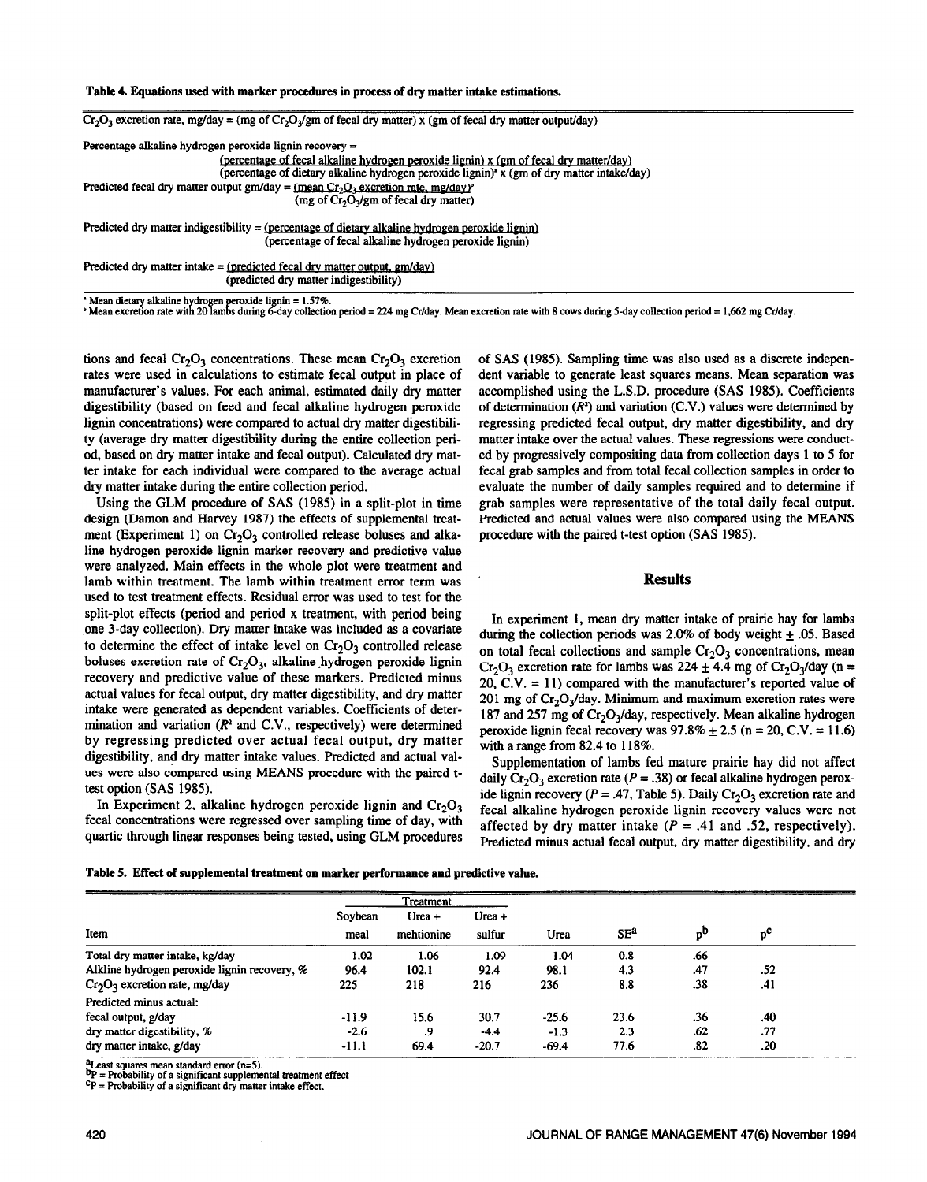**Table 4. Equations used with marker procedures in process of dry matter intake estimations.**

$Cr_2O_3$ excretion rate, mg/day = (mg of $Cr_2O_3$/gm of fecal dry matter) x (gm of fecal dry matter output/day)

Percentage alkaline hydrogen peroxide lignin recovery =

$$\frac{\text{(percentage of fecal alkaline hydrogen peroxide lignin)} \times \text{(gm of fecal dry matter/day)}}{\text{(percentage of dietary alkaline hydrogen peroxide lignin)}^{a} \times \text{(gm of dry matter intake/day)}}$$

Predicted fecal dry matter output gm/day = 

$$\frac{\text{(mean } Cr_2O_3 \text{ excretion rate, mg/day)}^{b}}{\text{(mg of } Cr_2O_3\text{/gm of fecal dry matter)}}$$

Predicted dry matter indigestibility = 

$$\frac{\text{(percentage of dietary alkaline hydrogen peroxide lignin)}}{\text{(percentage of fecal alkaline hydrogen peroxide lignin)}}$$

Predicted dry matter intake = 

$$\frac{\text{(predicted fecal dry matter output, gm/day)}}{\text{(predicted dry matter indigestibility)}}$$

[a] Mean dietary alkaline hydrogen peroxide lignin = 1.57%.
[b] Mean excretion rate with 20 lambs during 6-day collection period = 224 mg Cr/day. Mean excretion rate with 8 cows during 5-day collection period = 1,662 mg Cr/day.

tions and fecal $Cr_2O_3$ concentrations. These mean $Cr_2O_3$ excretion rates were used in calculations to estimate fecal output in place of manufacturer's values. For each animal, estimated daily dry matter digestibility (based on feed and fecal alkaline hydrogen peroxide lignin concentrations) were compared to actual dry matter digestibility (average dry matter digestibility during the entire collection period, based on dry matter intake and fecal output). Calculated dry matter intake for each individual were compared to the average actual dry matter intake during the entire collection period.

Using the GLM procedure of SAS (1985) in a split-plot in time design (Damon and Harvey 1987) the effects of supplemental treatment (Experiment 1) on $Cr_2O_3$ controlled release boluses and alkaline hydrogen peroxide lignin marker recovery and predictive value were analyzed. Main effects in the whole plot were treatment and lamb within treatment. The lamb within treatment error term was used to test treatment effects. Residual error was used to test for the split-plot effects (period and period x treatment, with period being one 3-day collection). Dry matter intake was included as a covariate to determine the effect of intake level on $Cr_2O_3$ controlled release boluses excretion rate of $Cr_2O_3$, alkaline hydrogen peroxide lignin recovery and predictive value of these markers. Predicted minus actual values for fecal output, dry matter digestibility, and dry matter intake were generated as dependent variables. Coefficients of determination and variation ($R^2$ and C.V., respectively) were determined by regressing predicted over actual fecal output, dry matter digestibility, and dry matter intake values. Predicted and actual values were also compared using MEANS procedure with the paired t-test option (SAS 1985).

In Experiment 2, alkaline hydrogen peroxide lignin and $Cr_2O_3$ fecal concentrations were regressed over sampling time of day, with quartic through linear responses being tested, using GLM procedures of SAS (1985). Sampling time was also used as a discrete independent variable to generate least squares means. Mean separation was accomplished using the L.S.D. procedure (SAS 1985). Coefficients of determination ($R^2$) and variation (C.V.) values were determined by regressing predicted fecal output, dry matter digestibility, and dry matter intake over the actual values. These regressions were conducted by progressively compositing data from collection days 1 to 5 for fecal grab samples and from total fecal collection samples in order to evaluate the number of daily samples required and to determine if grab samples were representative of the total daily fecal output. Predicted and actual values were also compared using the MEANS procedure with the paired t-test option (SAS 1985).

## Results

In experiment 1, mean dry matter intake of prairie hay for lambs during the collection periods was 2.0% of body weight ± .05. Based on total fecal collections and sample $Cr_2O_3$ concentrations, mean $Cr_2O_3$ excretion rate for lambs was 224 ± 4.4 mg of $Cr_2O_3$/day (n = 20, C.V. = 11) compared with the manufacturer's reported value of 201 mg of $Cr_2O_3$/day. Minimum and maximum excretion rates were 187 and 257 mg of $Cr_2O_3$/day, respectively. Mean alkaline hydrogen peroxide lignin fecal recovery was 97.8% ± 2.5 (n = 20, C.V. = 11.6) with a range from 82.4 to 118%.

Supplementation of lambs fed mature prairie hay did not affect daily $Cr_2O_3$ excretion rate ($P$ = .38) or fecal alkaline hydrogen peroxide lignin recovery ($P$ = .47, Table 5). Daily $Cr_2O_3$ excretion rate and fecal alkaline hydrogen peroxide lignin recovery values were not affected by dry matter intake ($P$ = .41 and .52, respectively). Predicted minus actual fecal output, dry matter digestibility, and dry

**Table 5. Effect of supplemental treatment on marker performance and predictive value.**

| | Treatment | | | | | | |
|---|---|---|---|---|---|---|---|
| Item | Soybean meal | Urea + mehtionine | Urea + sulfur | Urea | SE[a] | P[b] | P[c] |
| Total dry matter intake, kg/day | 1.02 | 1.06 | 1.09 | 1.04 | 0.8 | .66 | - |
| Alkline hydrogen peroxide lignin recovery, % | 96.4 | 102.1 | 92.4 | 98.1 | 4.3 | .47 | .52 |
| $Cr_2O_3$ excretion rate, mg/day | 225 | 218 | 216 | 236 | 8.8 | .38 | .41 |
| Predicted minus actual: | | | | | | | |
| fecal output, g/day | -11.9 | 15.6 | 30.7 | -25.6 | 23.6 | .36 | .40 |
| dry matter digestibility, % | -2.6 | .9 | -4.4 | -1.3 | 2.3 | .62 | .77 |
| dry matter intake, g/day | -11.1 | 69.4 | -20.7 | -69.4 | 77.6 | .82 | .20 |

[a] Least squares mean standard error (n=5).
[b] P = Probability of a significant supplemental treatment effect
[c] P = Probability of a significant dry matter intake effect.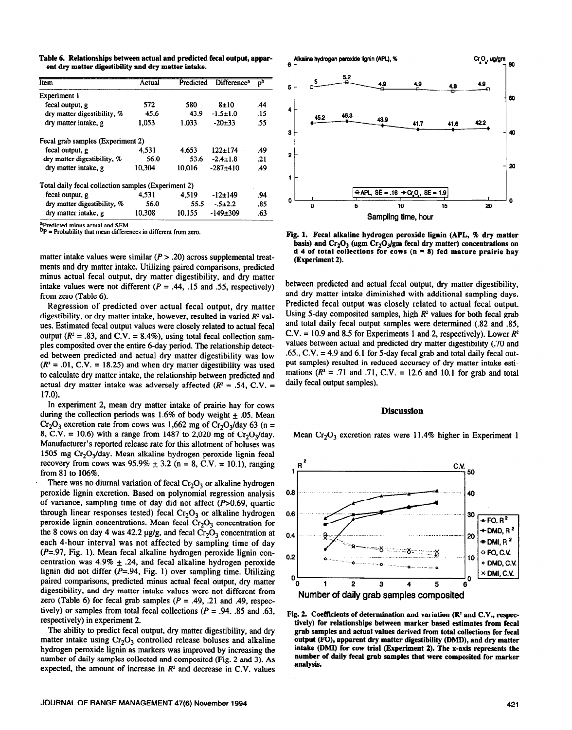Table 6. Relationships between actual and predicted fecal output, apparent dry matter digestibility and dry matter intake.

| Item | Actual | Predicted | Difference[a] | p[b] |
|---|---|---|---|---|
| Experiment 1 | | | | |
| fecal output, g | 572 | 580 | 8±10 | .44 |
| dry matter digestibility, % | 45.6 | 43.9 | -1.5±1.0 | .15 |
| dry matter intake, g | 1,053 | 1,033 | -20±33 | .55 |
| Fecal grab samples (Experiment 2) | | | | |
| fecal output, g | 4,531 | 4,653 | 122±174 | .49 |
| dry matter digestibility, % | 56.0 | 53.6 | -2.4±1.8 | .21 |
| dry matter intake, g | 10,304 | 10,016 | -287±410 | .49 |
| Total daily fecal collection samples (Experiment 2) | | | | |
| fecal output, g | 4,531 | 4,519 | -12±149 | .94 |
| dry matter digestibility, % | 56.0 | 55.5 | -.5±2.2 | .85 |
| dry matter intake, g | 10,308 | 10,155 | -149±309 | .63 |

[a]Predicted minus actual and SEM.
[b]P = Probability that mean differences in different from zero.

matter intake values were similar ($P > .20$) across supplemental treatments and dry matter intake. Utilizing paired comparisons, predicted minus actual fecal output, dry matter digestibility, and dry matter intake values were not different ($P = .44$, .15 and .55, respectively) from zero (Table 6).

Regression of predicted over actual fecal output, dry matter digestibility, or dry matter intake, however, resulted in varied $R^2$ values. Estimated fecal output values were closely related to actual fecal output ($R^2 = .83$, and C.V. = 8.4%), using total fecal collection samples composited over the entire 6-day period. The relationship detected between predicted and actual dry matter digestibility was low ($R^2 = .01$, C.V. = 18.25) and when dry matter digestibility was used to calculate dry matter intake, the relationship between predicted and actual dry matter intake was adversely affected ($R^2 = .54$, C.V. = 17.0).

In experiment 2, mean dry matter intake of prairie hay for cows during the collection periods was 1.6% of body weight ± .05. Mean $Cr_2O_3$ excretion rate from cows was 1,662 mg of $Cr_2O_3$/day 63 (n = 8, C.V. = 10.6) with a range from 1487 to 2,020 mg of $Cr_2O_3$/day. Manufacturer's reported release rate for this allotment of boluses was 1505 mg $Cr_2O_3$/day. Mean alkaline hydrogen peroxide lignin fecal recovery from cows was 95.9% ± 3.2 (n = 8, C.V. = 10.1), ranging from 81 to 106%.

There was no diurnal variation of fecal $Cr_2O_3$ or alkaline hydrogen peroxide lignin excretion. Based on polynomial regression analysis of variance, sampling time of day did not affect ($P>0.69$, quartic through linear responses tested) fecal $Cr_2O_3$ or alkaline hydrogen peroxide lignin concentrations. Mean fecal $Cr_2O_3$ concentration for the 8 cows on day 4 was 42.2 μg/g, and fecal $Cr_2O_3$ concentration at each 4-hour interval was not affected by sampling time of day ($P$=.97, Fig. 1). Mean fecal alkaline hydrogen peroxide lignin concentration was 4.9% ± .24, and fecal alkaline hydrogen peroxide lignin did not differ ($P$=.94, Fig. 1) over sampling time. Utilizing paired comparisons, predicted minus actual fecal output, dry matter digestibility, and dry matter intake values were not different from zero (Table 6) for fecal grab samples ($P = .49$, .21 and .49, respectively) or samples from total fecal collections ($P = .94$, .85 and .63, respectively) in experiment 2.

The ability to predict fecal output, dry matter digestibility, and dry matter intake using $Cr_2O_3$ controlled release boluses and alkaline hydrogen peroxide lignin as markers was improved by increasing the number of daily samples collected and composited (Fig. 2 and 3). As expected, the amount of increase in $R^2$ and decrease in C.V. values

Fig. 1. Fecal alkaline hydrogen peroxide lignin (APL, % dry matter basis) and $Cr_2O_3$ (ugm $Cr_2O_3$/gm fecal dry matter) concentrations on d 4 of total collections for cows (n = 8) fed mature prairie hay (Experiment 2).

between predicted and actual fecal output, dry matter digestibility, and dry matter intake diminished with additional sampling days. Predicted fecal output was closely related to actual fecal output. Using 5-day composited samples, high $R^2$ values for both fecal grab and total daily fecal output samples were determined (.82 and .85, C.V. = 10.9 and 8.5 for Experiments 1 and 2, respectively). Lower $R^2$ values between actual and predicted dry matter digestibility (.70 and .65., C.V. = 4.9 and 6.1 for 5-day fecal grab and total daily fecal output samples) resulted in reduced accuracy of dry matter intake estimations ($R^2 = .71$ and .71, C.V. = 12.6 and 10.1 for grab and total daily fecal output samples).

## Discussion

Mean $Cr_2O_3$ excretion rates were 11.4% higher in Experiment 1

Fig. 2. Coefficients of determination and variation ($R^2$ and C.V., respectively) for relationships between marker based estimates from fecal grab samples and actual values derived from total collections for fecal output (FO), apparent dry matter digestibility (DMD), and dry matter intake (DMI) for cow trial (Experiment 2). The x-axis represents the number of daily fecal grab samples that were composited for marker analysis.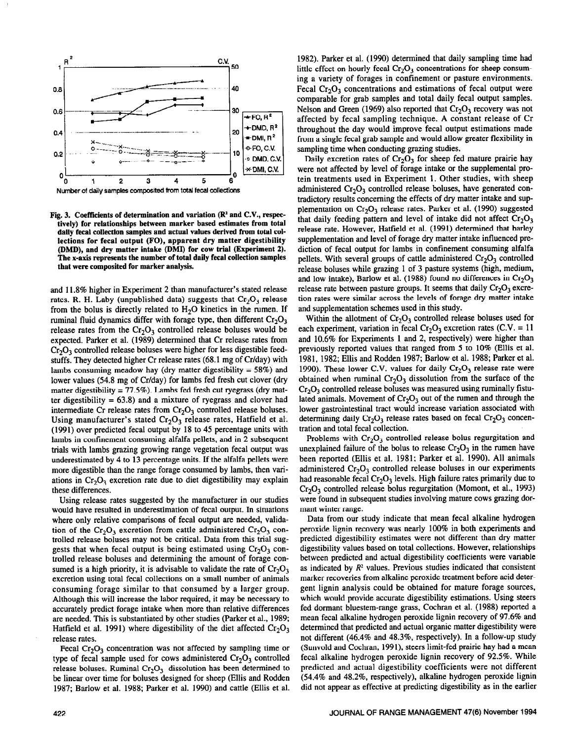Fig. 3. **Coefficients of determination and variation ($R^2$ and C.V., respectively) for relationships between marker based estimates from total daily fecal collection samples and actual values derived from total collections for fecal output (FO), apparent dry matter digestibility (DMD), and dry matter intake (DMI) for cow trial (Experiment 2). The x-axis represents the number of total daily fecal collection samples that were composited for marker analysis.**

and 11.8% higher in Experiment 2 than manufacturer's stated release rates. R. H. Laby (unpublished data) suggests that $Cr_2O_3$ release from the bolus is directly related to $H_2O$ kinetics in the rumen. If ruminal fluid dynamics differ with forage type, then different $Cr_2O_3$ release rates from the $Cr_2O_3$ controlled release boluses would be expected. Parker et al. (1989) determined that Cr release rates from $Cr_2O_3$ controlled release boluses were higher for less digestible feedstuffs. They detected higher Cr release rates (68.1 mg of Cr/day) with lambs consuming meadow hay (dry matter digestibility = 58%) and lower values (54.8 mg of Cr/day) for lambs fed fresh cut clover (dry matter digestibility = 77.5%). Lambs fed fresh cut ryegrass (dry matter digestibility = 63.8) and a mixture of ryegrass and clover had intermediate Cr release rates from $Cr_2O_3$ controlled release boluses. Using manufacturer's stated $Cr_2O_3$ release rates, Hatfield et al. (1991) over predicted fecal output by 18 to 45 percentage units with lambs in confinement consuming alfalfa pellets, and in 2 subsequent trials with lambs grazing growing range vegetation fecal output was underestimated by 4 to 13 percentage units. If the alfalfa pellets were more digestible than the range forage consumed by lambs, then variations in $Cr_2O_3$ excretion rate due to diet digestibility may explain these differences.

Using release rates suggested by the manufacturer in our studies would have resulted in underestimation of fecal output. In situations where only relative comparisons of fecal output are needed, validation of the $Cr_2O_3$ excretion from cattle administered $Cr_2O_3$ controlled release boluses may not be critical. Data from this trial suggests that when fecal output is being estimated using $Cr_2O_3$ controlled release boluses and determining the amount of forage consumed is a high priority, it is advisable to validate the rate of $Cr_2O_3$ excretion using total fecal collections on a small number of animals consuming forage similar to that consumed by a larger group. Although this will increase the labor required, it may be necessary to accurately predict forage intake when more than relative differences are needed. This is substantiated by other studies (Parker et al., 1989; Hatfield et al. 1991) where digestibility of the diet affected $Cr_2O_3$ release rates.

Fecal $Cr_2O_3$ concentration was not affected by sampling time or type of fecal sample used for cows administered $Cr_2O_3$ controlled release boluses. Ruminal $Cr_2O_3$ dissolution has been determined to be linear over time for boluses designed for sheep (Ellis and Rodden 1987; Barlow et al. 1988; Parker et al. 1990) and cattle (Ellis et al. 1982). Parker et al. (1990) determined that daily sampling time had little effect on hourly fecal $Cr_2O_3$ concentrations for sheep consuming a variety of forages in confinement or pasture environments. Fecal $Cr_2O_3$ concentrations and estimations of fecal output were comparable for grab samples and total daily fecal output samples. Nelson and Green (1969) also reported that $Cr_2O_3$ recovery was not affected by fecal sampling technique. A constant release of Cr throughout the day would improve fecal output estimations made from a single fecal grab sample and would allow greater flexibility in sampling time when conducting grazing studies.

Daily excretion rates of $Cr_2O_3$ for sheep fed mature prairie hay were not affected by level of forage intake or the supplemental protein treatments used in Experiment 1. Other studies, with sheep administered $Cr_2O_3$ controlled release boluses, have generated contradictory results concerning the effects of dry matter intake and supplementation on $Cr_2O_3$ release rates. Parker et al. (1990) suggested that daily feeding pattern and level of intake did not affect $Cr_2O_3$ release rate. However, Hatfield et al. (1991) determined that barley supplementation and level of forage dry matter intake influenced prediction of fecal output for lambs in confinement consuming alfalfa pellets. With several groups of cattle administered $Cr_2O_3$ controlled release boluses while grazing 1 of 3 pasture systems (high, medium, and low intake), Barlow et al. (1988) found no differences in $Cr_2O_3$ release rate between pasture groups. It seems that daily $Cr_2O_3$ excretion rates were similar across the levels of forage dry matter intake and supplementation schemes used in this study.

Within the allotment of $Cr_2O_3$ controlled release boluses used for each experiment, variation in fecal $Cr_2O_3$ excretion rates (C.V. = 11 and 10.6% for Experiments 1 and 2, respectively) were higher than previously reported values that ranged from 5 to 10% (Ellis et al. 1981, 1982; Ellis and Rodden 1987; Barlow et al. 1988; Parker et al. 1990). These lower C.V. values for daily $Cr_2O_3$ release rate were obtained when ruminal $Cr_2O_3$ dissolution from the surface of the $Cr_2O_3$ controlled release boluses was measured using ruminally fistulated animals. Movement of $Cr_2O_3$ out of the rumen and through the lower gastrointestinal tract would increase variation associated with determining daily $Cr_2O_3$ release rates based on fecal $Cr_2O_3$ concentration and total fecal collection.

Problems with $Cr_2O_3$ controlled release bolus regurgitation and unexplained failure of the bolus to release $Cr_2O_3$ in the rumen have been reported (Ellis et al. 1981; Parker et al. 1990). All animals administered $Cr_2O_3$ controlled release boluses in our experiments had reasonable fecal $Cr_2O_3$ levels. High failure rates primarily due to $Cr_2O_3$ controlled release bolus regurgitation (Momont, et al., 1993) were found in subsequent studies involving mature cows grazing dormant winter range.

Data from our study indicate that mean fecal alkaline hydrogen peroxide lignin recovery was nearly 100% in both experiments and predicted digestibility estimates were not different than dry matter digestibility values based on total collections. However, relationships between predicted and actual digestibility coefficients were variable as indicated by $R^2$ values. Previous studies indicated that consistent marker recoveries from alkaline peroxide treatment before acid detergent lignin analysis could be obtained for mature forage sources, which would provide accurate digestibility estimations. Using steers fed dormant bluestem-range grass, Cochran et al. (1988) reported a mean fecal alkaline hydrogen peroxide lignin recovery of 97.6% and determined that predicted and actual organic matter digestibility were not different (46.4% and 48.3%, respectively). In a follow-up study (Sunvold and Cochran, 1991), steers limit-fed prairie hay had a mean fecal alkaline hydrogen peroxide lignin recovery of 92.5%. While predicted and actual digestibility coefficients were not different (54.4% and 48.2%, respectively), alkaline hydrogen peroxide lignin did not appear as effective at predicting digestibility as in the earlier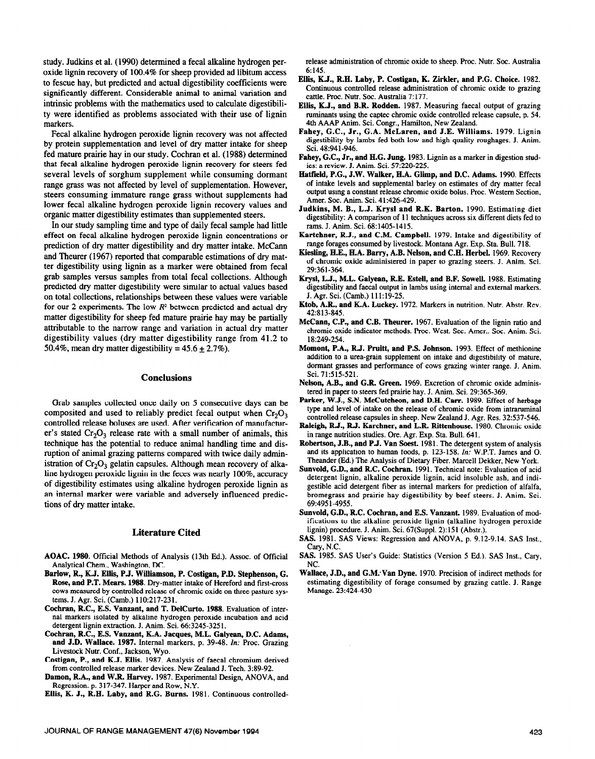study. Judkins et al. (1990) determined a fecal alkaline hydrogen peroxide lignin recovery of 100.4% for sheep provided ad libitum access to fescue hay, but predicted and actual digestibility coefficients were significantly different. Considerable animal to animal variation and intrinsic problems with the mathematics used to calculate digestibility were identified as problems associated with their use of lignin markers.

Fecal alkaline hydrogen peroxide lignin recovery was not affected by protein supplementation and level of dry matter intake for sheep fed mature prairie hay in our study. Cochran et al. (1988) determined that fecal alkaline hydrogen peroxide lignin recovery for steers fed several levels of sorghum supplement while consuming dormant range grass was not affected by level of supplementation. However, steers consuming immature range grass without supplements had lower fecal alkaline hydrogen peroxide lignin recovery values and organic matter digestibility estimates than supplemented steers.

In our study sampling time and type of daily fecal sample had little effect on fecal alkaline hydrogen peroxide lignin concentrations or prediction of dry matter digestibility and dry matter intake. McCann and Theurer (1967) reported that comparable estimations of dry matter digestibility using lignin as a marker were obtained from fecal grab samples versus samples from total fecal collections. Although predicted dry matter digestibility were similar to actual values based on total collections, relationships between these values were variable for our 2 experiments. The low $R^2$ between predicted and actual dry matter digestibility for sheep fed mature prairie hay may be partially attributable to the narrow range and variation in actual dry matter digestibility values (dry matter digestibility range from 41.2 to 50.4%, mean dry matter digestibility = $45.6 \pm 2.7\%$).

## Conclusions

Grab samples collected once daily on 5 consecutive days can be composited and used to reliably predict fecal output when $Cr_2O_3$ controlled release boluses are used. After verification of manufacturer's stated $Cr_2O_3$ release rate with a small number of animals, this technique has the potential to reduce animal handling time and disruption of animal grazing patterns compared with twice daily administration of $Cr_2O_3$ gelatin capsules. Although mean recovery of alkaline hydrogen peroxide lignin in the feces was nearly 100%, accuracy of digestibility estimates using alkaline hydrogen peroxide lignin as an internal marker were variable and adversely influenced predictions of dry matter intake.

## Literature Cited

**AOAC. 1980.** Official Methods of Analysis (13th Ed.). Assoc. of Official Analytical Chem., Washington, DC.

**Barlow, R., K.J. Ellis, P.J. Williamson, P. Costigan, P.D. Stephenson, G. Rose, and P.T. Mears. 1988.** Dry-matter intake of Hereford and first-cross cows measured by controlled release of chromic oxide on three pasture systems. J. Agr. Sci. (Camb.) 110:217-231.

**Cochran, R.C., E.S. Vanzant, and T. DelCurto. 1988.** Evaluation of internal markers isolated by alkaline hydrogen peroxide incubation and acid detergent lignin extraction. J. Anim. Sci. 66:3245-3251.

**Cochran, R.C., E.S. Vanzant, K.A. Jacques, M.L. Galyean, D.C. Adams, and J.D. Wallace. 1987.** Internal markers, p. 39-48. *In:* Proc. Grazing Livestock Nutr. Conf., Jackson, Wyo.

**Costigan, P., and K.J. Ellis. 1987.** Analysis of faecal chromium derived from controlled release marker devices. New Zealand J. Tech. 3:89-92.

**Damon, R.A., and W.R. Harvey. 1987.** Experimental Design, ANOVA, and Regression. p. 317-347. Harper and Row, N.Y.

**Ellis, K. J., R.H. Laby, and R.G. Burns. 1981.** Continuous controlled-release administration of chromic oxide to sheep. Proc. Nutr. Soc. Australia 6:145.

**Ellis, K.J., R.H. Laby, P. Costigan, K. Zirkler, and P.G. Choice. 1982.** Continuous controlled release administration of chromic oxide to grazing cattle. Proc. Nutr. Soc. Australia 7:177.

**Ellis, K.J., and B.R. Rodden. 1987.** Measuring faecal output of grazing ruminants using the captec chromic oxide controlled release capsule, p. 54. 4th AAAP Anim. Sci. Congr., Hamilton, New Zealand.

**Fahey, G.C., Jr., G.A. McLaren, and J.E. Williams. 1979.** Lignin digestibility by lambs fed both low and high quality roughages. J. Anim. Sci. 48:941-946.

**Fahey, G.C., Jr., and H.G. Jung. 1983.** Lignin as a marker in digestion studies: a review. J. Anim. Sci. 57:220-225.

**Hatfield, P.G., J.W. Walker, H.A. Glimp, and D.C. Adams. 1990.** Effects of intake levels and supplemental barley on estimates of dry matter fecal output using a constant release chromic oxide bolus. Proc. Western Section, Amer. Soc. Anim. Sci. 41:426-429.

**Judkins, M. B., L.J. Krysl and R.K. Barton. 1990.** Estimating diet digestibility: A comparison of 11 techniques across six different diets fed to rams. J. Anim. Sci. 68:1405-1415.

**Kartchner, R.J., and C.M. Campbell. 1979.** Intake and digestibility of range forages consumed by livestock. Montana Agr. Exp. Sta. Bull. 718.

**Kiesling, H.E., H.A. Barry, A.B. Nelson, and C.H. Herbel. 1969.** Recovery of chromic oxide administered in paper to grazing steers. J. Anim. Sci. 29:361-364.

**Krysl, L.J., M.L. Galyean, R.E. Estell, and B.F. Sowell. 1988.** Estimating digestibility and faecal output in lambs using internal and external markers. J. Agr. Sci. (Camb.) 111:19-25.

**Ktob, A.R., and K.A. Luckey. 1972.** Markers in nutrition. Nutr. Abstr. Rev. 42:813-845.

**McCann, C.P., and C.B. Theurer. 1967.** Evaluation of the lignin ratio and chromic oxide indicator methods. Proc. West. Sec. Amer.. Soc. Anim. Sci. 18:249-254.

**Momont, P.A., R.J. Pruitt, and P.S. Johnson. 1993.** Effect of methionine addition to a urea-grain supplement on intake and digestibility of mature, dormant grasses and performance of cows grazing winter range. J. Anim. Sci. 71:515-521.

**Nelson, A.B., and G.R. Green. 1969.** Excretion of chromic oxide administered in paper to steers fed prairie hay. J. Anim. Sci. 29:365-369.

**Parker, W.J., S.N. McCutcheon, and D.H. Carr. 1989.** Effect of herbage type and level of intake on the release of chromic oxide from intraruminal controlled release capsules in sheep. New Zealand J. Agr. Res. 32:537-546.

**Raleigh, R.J., R.J. Karchner, and L.R. Rittenhouse. 1980.** Chromic oxide in range nutrition studies. Ore. Agr. Exp. Sta. Bull. 641.

**Robertson, J.B., and P.J. Van Soest. 1981.** The detergent system of analysis and its application to human foods, p. 123-158. *In:* W.P.T. James and O. Theander (Ed.) The Analysis of Dietary Fiber. Marcell Dekker, New York.

**Sunvold, G.D., and R.C. Cochran. 1991.** Technical note: Evaluation of acid detergent lignin, alkaline peroxide lignin, acid insoluble ash, and indigestible acid detergent fiber as internal markers for prediction of alfalfa, bromegrass and prairie hay digestibility by beef steers. J. Anim. Sci. 69:4951-4955.

**Sunvold, G.D., R.C. Cochran, and E.S. Vanzant. 1989.** Evaluation of modifications to the alkaline peroxide lignin (alkaline hydrogen peroxide lignin) procedure. J. Anim. Sci. 67(Suppl. 2):151 (Abstr.).

**SAS. 1981.** SAS Views: Regression and ANOVA, p. 9.12-9.14. SAS Inst., Cary, N.C.

**SAS. 1985.** SAS User's Guide: Statistics (Version 5 Ed.). SAS Inst., Cary, NC.

**Wallace, J.D., and G.M. Van Dyne. 1970.** Precision of indirect methods for estimating digestibility of forage consumed by grazing cattle. J. Range Manage. 23:424-430